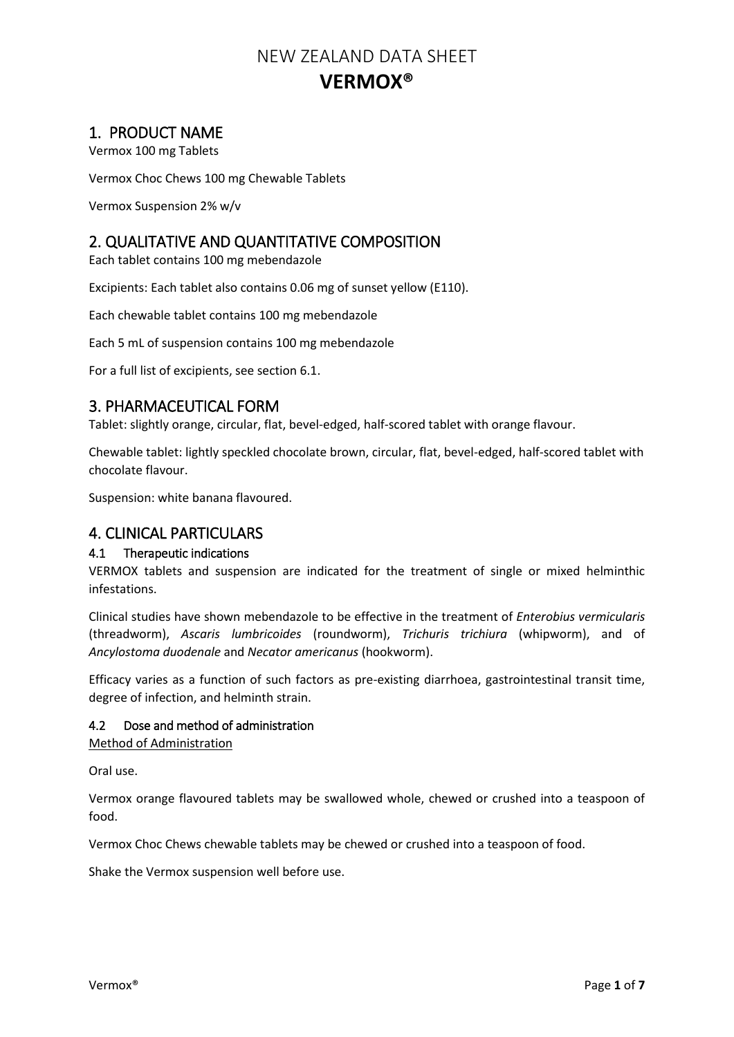# NEW ZEALAND DATA SHEET

# VERMOX®

## 1. PRODUCT NAME

Vermox 100 mg Tablets

Vermox Choc Chews 100 mg Chewable Tablets

Vermox Suspension 2% w/v

## 2. QUALITATIVE AND QUANTITATIVE COMPOSITION

Each tablet contains 100 mg mebendazole

Excipients: Each tablet also contains 0.06 mg of sunset yellow (E110).

Each chewable tablet contains 100 mg mebendazole

Each 5 mL of suspension contains 100 mg mebendazole

For a full list of excipients, see section 6.1.

## 3. PHARMACEUTICAL FORM

Tablet: slightly orange, circular, flat, bevel-edged, half-scored tablet with orange flavour.

Chewable tablet: lightly speckled chocolate brown, circular, flat, bevel-edged, half-scored tablet with chocolate flavour.

Suspension: white banana flavoured.

## 4. CLINICAL PARTICULARS

### 4.1 Therapeutic indications

VERMOX tablets and suspension are indicated for the treatment of single or mixed helminthic infestations.

Clinical studies have shown mebendazole to be effective in the treatment of *Enterobius vermicularis* (threadworm), *Ascaris lumbricoides* (roundworm), *Trichuris trichiura* (whipworm), and of *Ancylostoma duodenale* and *Necator americanus* (hookworm).

Efficacy varies as a function of such factors as pre-existing diarrhoea, gastrointestinal transit time, degree of infection, and helminth strain.

### 4.2 Dose and method of administration

Method of Administration

Oral use.

Vermox orange flavoured tablets may be swallowed whole, chewed or crushed into a teaspoon of food.

Vermox Choc Chews chewable tablets may be chewed or crushed into a teaspoon of food.

Shake the Vermox suspension well before use.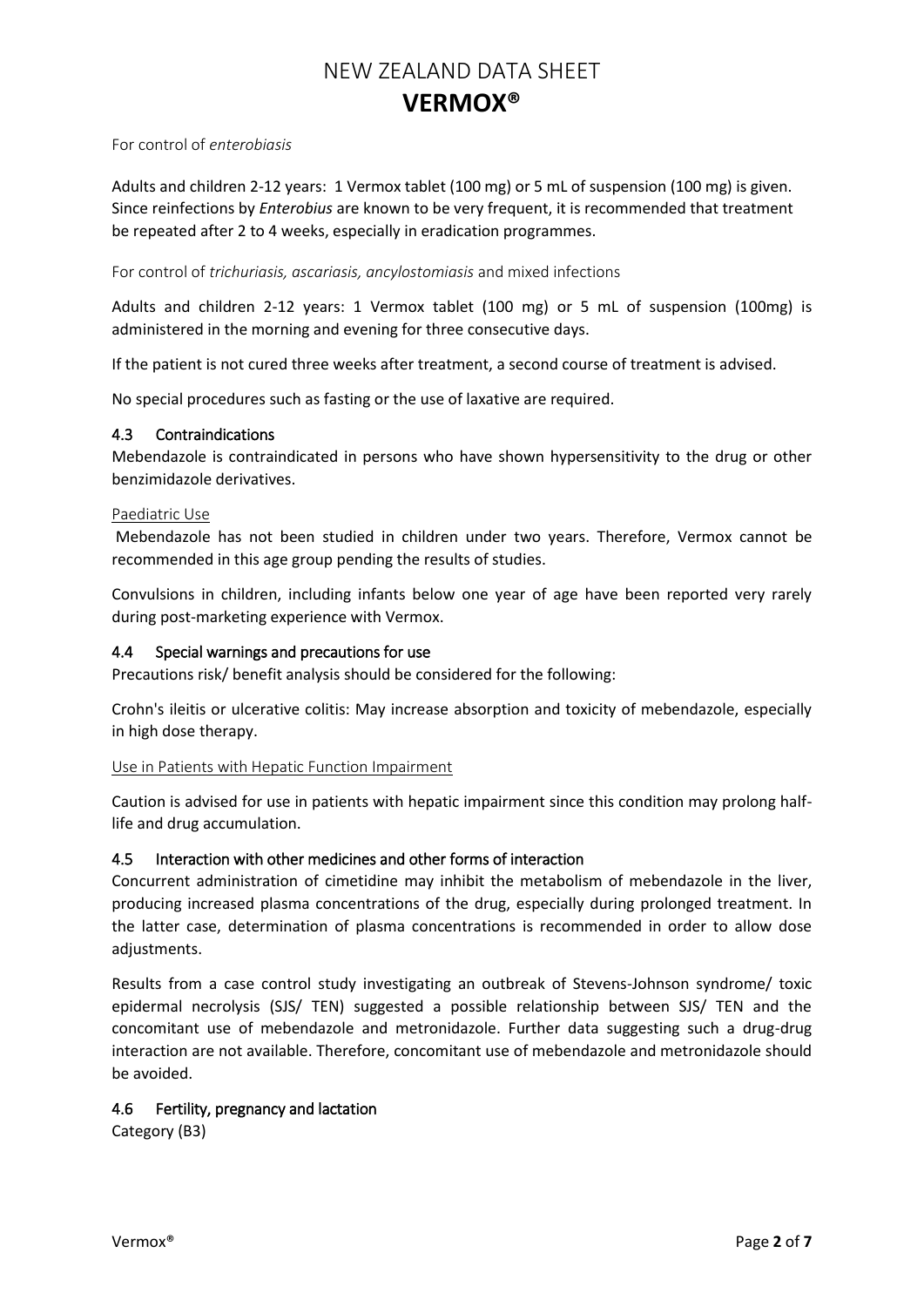For control of *enterobiasis*

Adults and children 2-12 years: 1 Vermox tablet (100 mg) or 5 mL of suspension (100 mg) is given. Since reinfections by *Enterobius* are known to be very frequent, it is recommended that treatment be repeated after 2 to 4 weeks, especially in eradication programmes.

For control of *trichuriasis, ascariasis, ancylostomiasis* and mixed infections

Adults and children 2-12 years: 1 Vermox tablet (100 mg) or 5 mL of suspension (100mg) is administered in the morning and evening for three consecutive days.

If the patient is not cured three weeks after treatment, a second course of treatment is advised.

No special procedures such as fasting or the use of laxative are required.

### 4.3 Contraindications

Mebendazole is contraindicated in persons who have shown hypersensitivity to the drug or other benzimidazole derivatives.

Paediatric Use

Mebendazole has not been studied in children under two years. Therefore, Vermox cannot be recommended in this age group pending the results of studies.

Convulsions in children, including infants below one year of age have been reported very rarely during post-marketing experience with Vermox.

### 4.4 Special warnings and precautions for use

Precautions risk/ benefit analysis should be considered for the following:

Crohn's ileitis or ulcerative colitis: May increase absorption and toxicity of mebendazole, especially in high dose therapy.

Use in Patients with Hepatic Function Impairment

Caution is advised for use in patients with hepatic impairment since this condition may prolong half-life and drug accumulation.

### 4.5 Interaction with other medicines and other forms of interaction

Concurrent administration of cimetidine may inhibit the metabolism of mebendazole in the liver, producing increased plasma concentrations of the drug, especially during prolonged treatment. In the latter case, determination of plasma concentrations is recommended in order to allow dose adjustments.

Results from a case control study investigating an outbreak of Stevens-Johnson syndrome/ toxic epidermal necrolysis (SJS/ TEN) suggested a possible relationship between SJS/ TEN and the concomitant use of mebendazole and metronidazole. Further data suggesting such a drug-drug interaction are not available. Therefore, concomitant use of mebendazole and metronidazole should be avoided.

### 4.6 Fertility, pregnancy and lactation

Category (B3)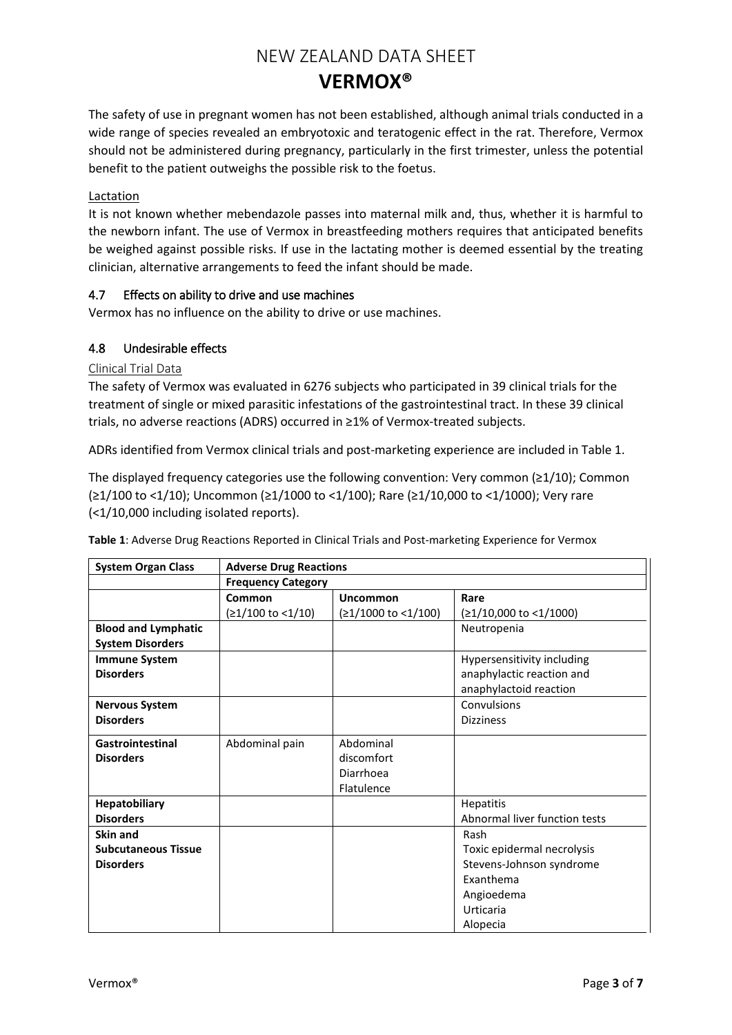The safety of use in pregnant women has not been established, although animal trials conducted in a wide range of species revealed an embryotoxic and teratogenic effect in the rat. Therefore, Vermox should not be administered during pregnancy, particularly in the first trimester, unless the potential benefit to the patient outweighs the possible risk to the foetus.

Lactation

It is not known whether mebendazole passes into maternal milk and, thus, whether it is harmful to the newborn infant. The use of Vermox in breastfeeding mothers requires that anticipated benefits be weighed against possible risks. If use in the lactating mother is deemed essential by the treating clinician, alternative arrangements to feed the infant should be made.

## 4.7 Effects on ability to drive and use machines

Vermox has no influence on the ability to drive or use machines.

## 4.8 Undesirable effects

Clinical Trial Data

The safety of Vermox was evaluated in 6276 subjects who participated in 39 clinical trials for the treatment of single or mixed parasitic infestations of the gastrointestinal tract. In these 39 clinical trials, no adverse reactions (ADRS) occurred in ≥1% of Vermox-treated subjects.

ADRs identified from Vermox clinical trials and post-marketing experience are included in Table 1.

The displayed frequency categories use the following convention: Very common (≥1/10); Common (≥1/100 to <1/10); Uncommon (≥1/1000 to <1/100); Rare (≥1/10,000 to <1/1000); Very rare (<1/10,000 including isolated reports).

**Table 1**: Adverse Drug Reactions Reported in Clinical Trials and Post-marketing Experience for Vermox

| **System Organ Class** | **Adverse Drug Reactions** | | |
|---|---|---|---|
| | **Frequency Category** | | |
| | **Common** (≥1/100 to <1/10) | **Uncommon** (≥1/1000 to <1/100) | **Rare** (≥1/10,000 to <1/1000) |
| **Blood and Lymphatic System Disorders** | | | Neutropenia |
| **Immune System Disorders** | | | Hypersensitivity including anaphylactic reaction and anaphylactoid reaction |
| **Nervous System Disorders** | | | Convulsions<br>Dizziness |
| **Gastrointestinal Disorders** | Abdominal pain | Abdominal discomfort<br>Diarrhoea<br>Flatulence | |
| **Hepatobiliary Disorders** | | | Hepatitis<br>Abnormal liver function tests |
| **Skin and Subcutaneous Tissue Disorders** | | | Rash<br>Toxic epidermal necrolysis<br>Stevens-Johnson syndrome<br>Exanthema<br>Angioedema<br>Urticaria<br>Alopecia |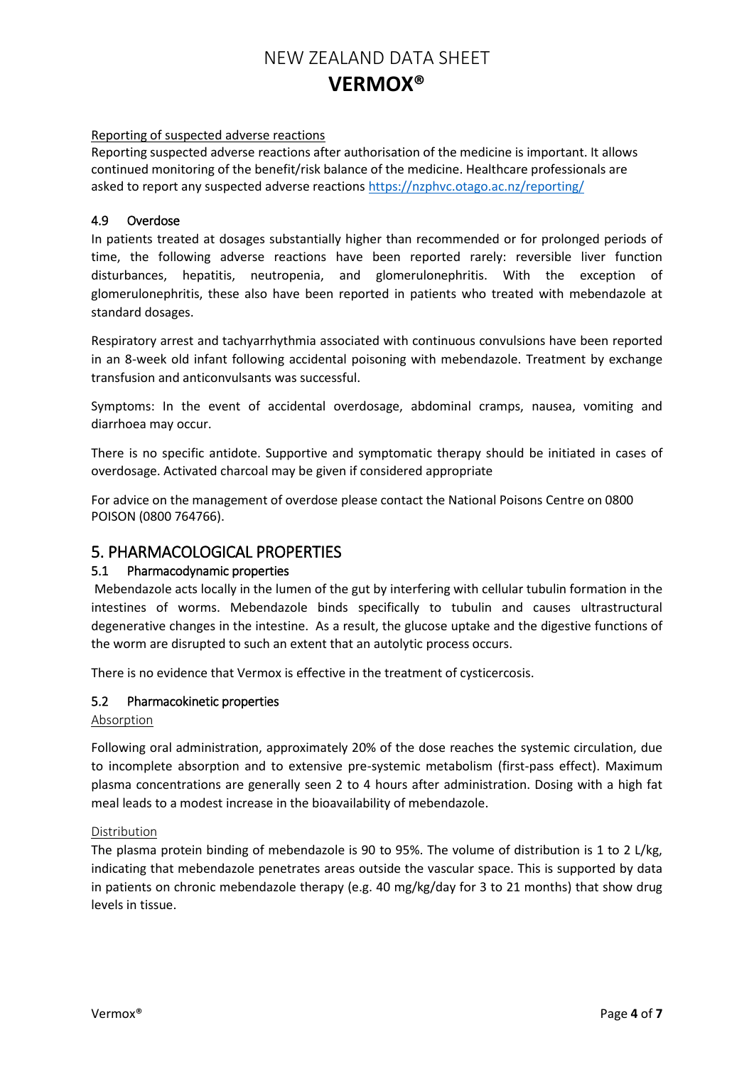Reporting of suspected adverse reactions

Reporting suspected adverse reactions after authorisation of the medicine is important. It allows continued monitoring of the benefit/risk balance of the medicine. Healthcare professionals are asked to report any suspected adverse reactions https://nzphvc.otago.ac.nz/reporting/

### 4.9 Overdose

In patients treated at dosages substantially higher than recommended or for prolonged periods of time, the following adverse reactions have been reported rarely: reversible liver function disturbances, hepatitis, neutropenia, and glomerulonephritis. With the exception of glomerulonephritis, these also have been reported in patients who treated with mebendazole at standard dosages.

Respiratory arrest and tachyarrhythmia associated with continuous convulsions have been reported in an 8-week old infant following accidental poisoning with mebendazole. Treatment by exchange transfusion and anticonvulsants was successful.

Symptoms: In the event of accidental overdosage, abdominal cramps, nausea, vomiting and diarrhoea may occur.

There is no specific antidote. Supportive and symptomatic therapy should be initiated in cases of overdosage. Activated charcoal may be given if considered appropriate

For advice on the management of overdose please contact the National Poisons Centre on 0800 POISON (0800 764766).

## 5. PHARMACOLOGICAL PROPERTIES

### 5.1 Pharmacodynamic properties

Mebendazole acts locally in the lumen of the gut by interfering with cellular tubulin formation in the intestines of worms. Mebendazole binds specifically to tubulin and causes ultrastructural degenerative changes in the intestine. As a result, the glucose uptake and the digestive functions of the worm are disrupted to such an extent that an autolytic process occurs.

There is no evidence that Vermox is effective in the treatment of cysticercosis.

### 5.2 Pharmacokinetic properties

Absorption

Following oral administration, approximately 20% of the dose reaches the systemic circulation, due to incomplete absorption and to extensive pre-systemic metabolism (first-pass effect). Maximum plasma concentrations are generally seen 2 to 4 hours after administration. Dosing with a high fat meal leads to a modest increase in the bioavailability of mebendazole.

Distribution

The plasma protein binding of mebendazole is 90 to 95%. The volume of distribution is 1 to 2 L/kg, indicating that mebendazole penetrates areas outside the vascular space. This is supported by data in patients on chronic mebendazole therapy (e.g. 40 mg/kg/day for 3 to 21 months) that show drug levels in tissue.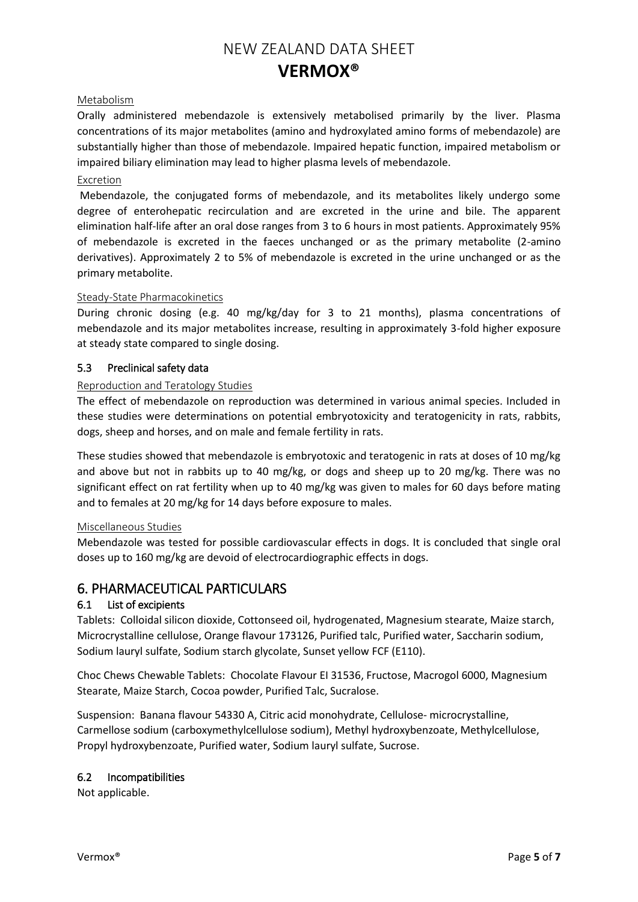#### Metabolism

Orally administered mebendazole is extensively metabolised primarily by the liver. Plasma concentrations of its major metabolites (amino and hydroxylated amino forms of mebendazole) are substantially higher than those of mebendazole. Impaired hepatic function, impaired metabolism or impaired biliary elimination may lead to higher plasma levels of mebendazole.

#### Excretion

Mebendazole, the conjugated forms of mebendazole, and its metabolites likely undergo some degree of enterohepatic recirculation and are excreted in the urine and bile. The apparent elimination half-life after an oral dose ranges from 3 to 6 hours in most patients. Approximately 95% of mebendazole is excreted in the faeces unchanged or as the primary metabolite (2-amino derivatives). Approximately 2 to 5% of mebendazole is excreted in the urine unchanged or as the primary metabolite.

#### Steady-State Pharmacokinetics

During chronic dosing (e.g. 40 mg/kg/day for 3 to 21 months), plasma concentrations of mebendazole and its major metabolites increase, resulting in approximately 3-fold higher exposure at steady state compared to single dosing.

### 5.3 Preclinical safety data

#### Reproduction and Teratology Studies

The effect of mebendazole on reproduction was determined in various animal species. Included in these studies were determinations on potential embryotoxicity and teratogenicity in rats, rabbits, dogs, sheep and horses, and on male and female fertility in rats.

These studies showed that mebendazole is embryotoxic and teratogenic in rats at doses of 10 mg/kg and above but not in rabbits up to 40 mg/kg, or dogs and sheep up to 20 mg/kg. There was no significant effect on rat fertility when up to 40 mg/kg was given to males for 60 days before mating and to females at 20 mg/kg for 14 days before exposure to males.

#### Miscellaneous Studies

Mebendazole was tested for possible cardiovascular effects in dogs. It is concluded that single oral doses up to 160 mg/kg are devoid of electrocardiographic effects in dogs.

## 6. PHARMACEUTICAL PARTICULARS

### 6.1 List of excipients

Tablets: Colloidal silicon dioxide, Cottonseed oil, hydrogenated, Magnesium stearate, Maize starch, Microcrystalline cellulose, Orange flavour 173126, Purified talc, Purified water, Saccharin sodium, Sodium lauryl sulfate, Sodium starch glycolate, Sunset yellow FCF (E110).

Choc Chews Chewable Tablets: Chocolate Flavour EI 31536, Fructose, Macrogol 6000, Magnesium Stearate, Maize Starch, Cocoa powder, Purified Talc, Sucralose.

Suspension: Banana flavour 54330 A, Citric acid monohydrate, Cellulose- microcrystalline, Carmellose sodium (carboxymethylcellulose sodium), Methyl hydroxybenzoate, Methylcellulose, Propyl hydroxybenzoate, Purified water, Sodium lauryl sulfate, Sucrose.

### 6.2 Incompatibilities

Not applicable.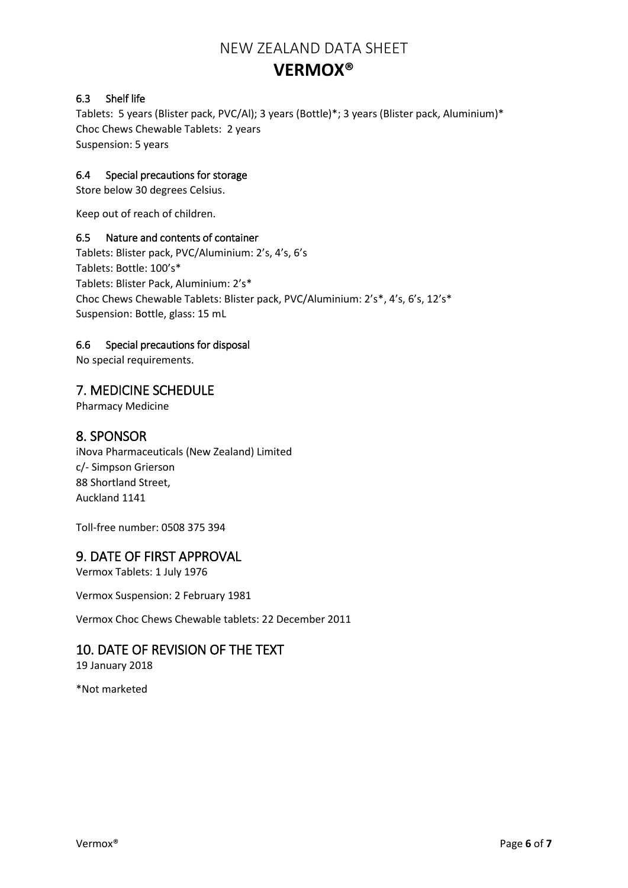### 6.3 Shelf life

Tablets: 5 years (Blister pack, PVC/Al); 3 years (Bottle)*; 3 years (Blister pack, Aluminium)*
Choc Chews Chewable Tablets: 2 years
Suspension: 5 years

### 6.4 Special precautions for storage

Store below 30 degrees Celsius.

Keep out of reach of children.

### 6.5 Nature and contents of container

Tablets: Blister pack, PVC/Aluminium: 2's, 4's, 6's
Tablets: Bottle: 100's*
Tablets: Blister Pack, Aluminium: 2's*
Choc Chews Chewable Tablets: Blister pack, PVC/Aluminium: 2's*, 4's, 6's, 12's*
Suspension: Bottle, glass: 15 mL

### 6.6 Special precautions for disposal

No special requirements.

## 7. MEDICINE SCHEDULE

Pharmacy Medicine

## 8. SPONSOR

iNova Pharmaceuticals (New Zealand) Limited
c/- Simpson Grierson
88 Shortland Street,
Auckland 1141

Toll-free number: 0508 375 394

## 9. DATE OF FIRST APPROVAL

Vermox Tablets: 1 July 1976

Vermox Suspension: 2 February 1981

Vermox Choc Chews Chewable tablets: 22 December 2011

## 10. DATE OF REVISION OF THE TEXT

19 January 2018

*Not marketed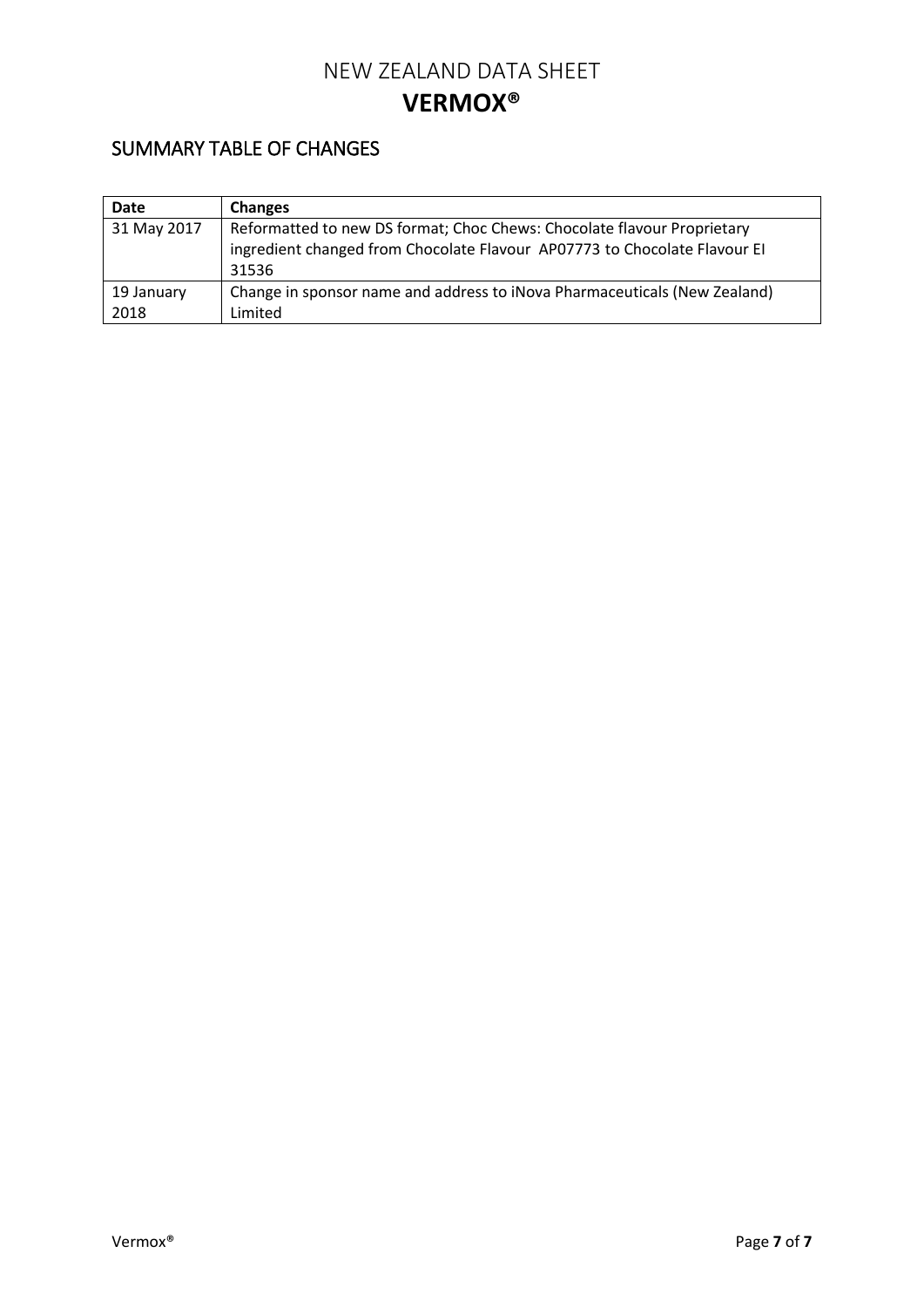## SUMMARY TABLE OF CHANGES

| Date | Changes |
|---|---|
| 31 May 2017 | Reformatted to new DS format; Choc Chews: Chocolate flavour Proprietary ingredient changed from Chocolate Flavour AP07773 to Chocolate Flavour EI 31536 |
| 19 January 2018 | Change in sponsor name and address to iNova Pharmaceuticals (New Zealand) Limited |